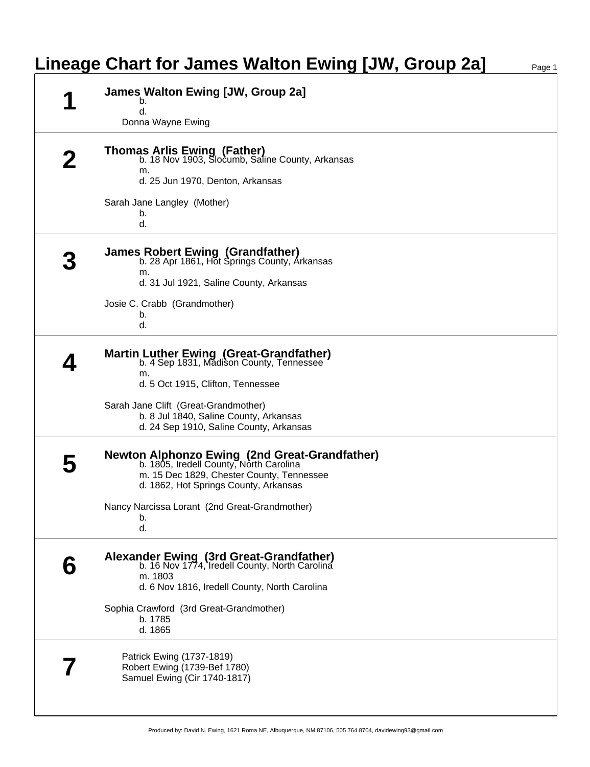# Lineage Chart for James Walton Ewing [JW, Group 2a]

## 1

**James Walton Ewing [JW, Group 2a]**

b.
d.

Donna Wayne Ewing

## 2

**Thomas Arlis Ewing (Father)**

b. 18 Nov 1903, Slocumb, Saline County, Arkansas
m.
d. 25 Jun 1970, Denton, Arkansas

Sarah Jane Langley (Mother)

b.
d.

## 3

**James Robert Ewing (Grandfather)**

b. 28 Apr 1861, Hot Springs County, Arkansas
m.
d. 31 Jul 1921, Saline County, Arkansas

Josie C. Crabb (Grandmother)

b.
d.

## 4

**Martin Luther Ewing (Great-Grandfather)**

b. 4 Sep 1831, Madison County, Tennessee
m.
d. 5 Oct 1915, Clifton, Tennessee

Sarah Jane Clift (Great-Grandmother)

b. 8 Jul 1840, Saline County, Arkansas
d. 24 Sep 1910, Saline County, Arkansas

## 5

**Newton Alphonzo Ewing (2nd Great-Grandfather)**

b. 1805, Iredell County, North Carolina
m. 15 Dec 1829, Chester County, Tennessee
d. 1862, Hot Springs County, Arkansas

Nancy Narcissa Lorant (2nd Great-Grandmother)

b.
d.

## 6

**Alexander Ewing (3rd Great-Grandfather)**

b. 16 Nov 1774, Iredell County, North Carolina
m. 1803
d. 6 Nov 1816, Iredell County, North Carolina

Sophia Crawford (3rd Great-Grandmother)

b. 1785
d. 1865

## 7

Patrick Ewing (1737-1819)
Robert Ewing (1739-Bef 1780)
Samuel Ewing (Cir 1740-1817)

Produced by: David N. Ewing, 1621 Roma NE, Albuquerque, NM 87106, 505 764 8704, davidewing93@gmail.com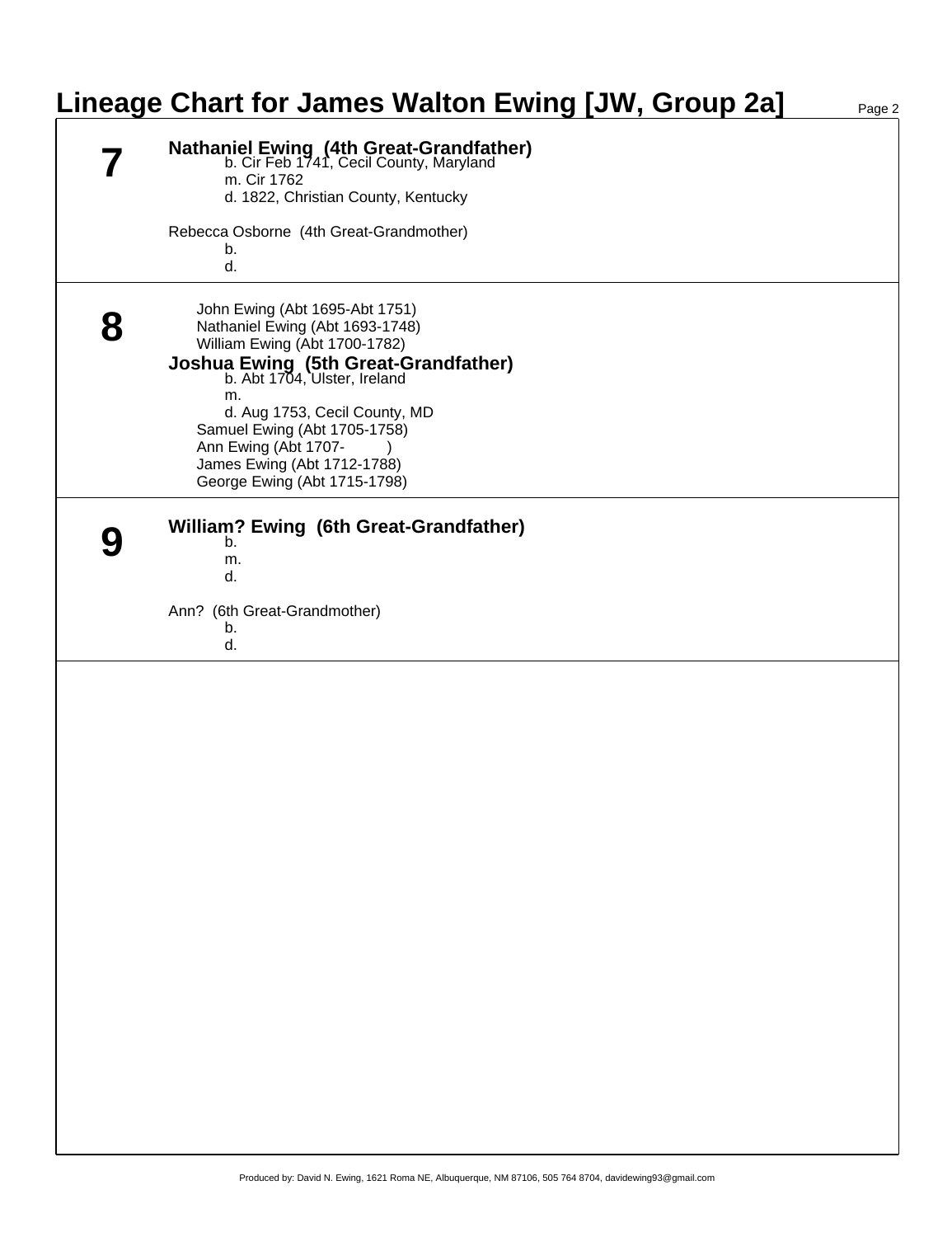# Lineage Chart for James Walton Ewing [JW, Group 2a]

## 7

**Nathaniel Ewing (4th Great-Grandfather)**
b. Cir Feb 1741, Cecil County, Maryland
m. Cir 1762
d. 1822, Christian County, Kentucky

Rebecca Osborne (4th Great-Grandmother)
b.
d.

## 8

John Ewing (Abt 1695-Abt 1751)
Nathaniel Ewing (Abt 1693-1748)
William Ewing (Abt 1700-1782)

**Joshua Ewing (5th Great-Grandfather)**
b. Abt 1704, Ulster, Ireland
m.
d. Aug 1753, Cecil County, MD

Samuel Ewing (Abt 1705-1758)
Ann Ewing (Abt 1707- )
James Ewing (Abt 1712-1788)
George Ewing (Abt 1715-1798)

## 9

**William? Ewing (6th Great-Grandfather)**
b.
m.
d.

Ann? (6th Great-Grandmother)
b.
d.

Produced by: David N. Ewing, 1621 Roma NE, Albuquerque, NM 87106, 505 764 8704, davidewing93@gmail.com